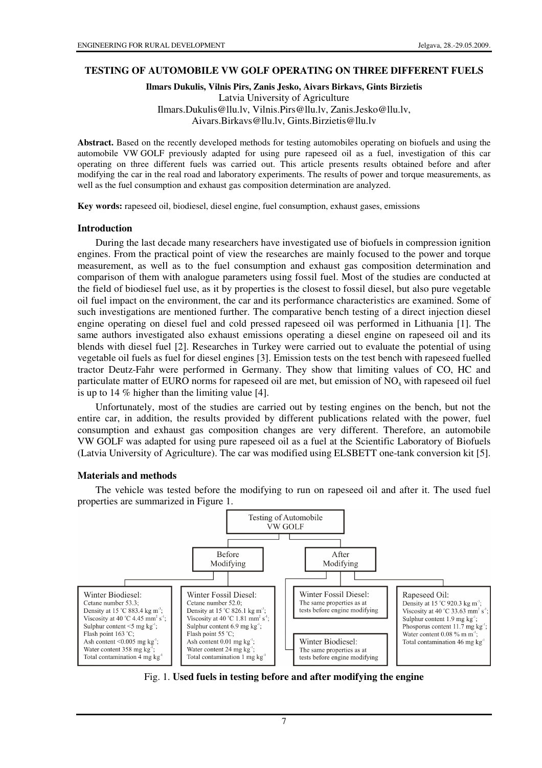# TESTING OF AUTOMOBILE VW GOLF OPERATING ON THREE DIFFERENT FUELS

**Ilmars Dukulis, Vilnis Pirs, Zanis Jesko, Aivars Birkavs, Gints Birzietis**

Latvia University of Agriculture

Ilmars.Dukulis@llu.lv, Vilnis.Pirs@llu.lv, Zanis.Jesko@llu.lv, Aivars.Birkavs@llu.lv, Gints.Birzietis@llu.lv

**Abstract.** Based on the recently developed methods for testing automobiles operating on biofuels and using the automobile VW GOLF previously adapted for using pure rapeseed oil as a fuel, investigation of this car operating on three different fuels was carried out. This article presents results obtained before and after modifying the car in the real road and laboratory experiments. The results of power and torque measurements, as well as the fuel consumption and exhaust gas composition determination are analyzed.

**Key words:** rapeseed oil, biodiesel, diesel engine, fuel consumption, exhaust gases, emissions

## Introduction

During the last decade many researchers have investigated use of biofuels in compression ignition engines. From the practical point of view the researches are mainly focused to the power and torque measurement, as well as to the fuel consumption and exhaust gas composition determination and comparison of them with analogue parameters using fossil fuel. Most of the studies are conducted at the field of biodiesel fuel use, as it by properties is the closest to fossil diesel, but also pure vegetable oil fuel impact on the environment, the car and its performance characteristics are examined. Some of such investigations are mentioned further. The comparative bench testing of a direct injection diesel engine operating on diesel fuel and cold pressed rapeseed oil was performed in Lithuania [1]. The same authors investigated also exhaust emissions operating a diesel engine on rapeseed oil and its blends with diesel fuel [2]. Researches in Turkey were carried out to evaluate the potential of using vegetable oil fuels as fuel for diesel engines [3]. Emission tests on the test bench with rapeseed fuelled tractor Deutz-Fahr were performed in Germany. They show that limiting values of CO, HC and particulate matter of EURO norms for rapeseed oil are met, but emission of $NO_x$ with rapeseed oil fuel is up to 14 % higher than the limiting value [4].

Unfortunately, most of the studies are carried out by testing engines on the bench, but not the entire car, in addition, the results provided by different publications related with the power, fuel consumption and exhaust gas composition changes are very different. Therefore, an automobile VW GOLF was adapted for using pure rapeseed oil as a fuel at the Scientific Laboratory of Biofuels (Latvia University of Agriculture). The car was modified using ELSBETT one-tank conversion kit [5].

## Materials and methods

The vehicle was tested before the modifying to run on rapeseed oil and after it. The used fuel properties are summarized in Figure 1.

Testing of Automobile VW GOLF

**Before Modifying**

Winter Biodiesel:
Cetane number 53.3;
Density at 15 °C 883.4 kg m$^{-3}$;
Viscosity at 40 °C 4.45 mm$^2$ s$^{-1}$;
Sulphur content <5 mg kg$^{-1}$;
Flash point 163 °C;
Ash content <0.005 mg kg$^{-1}$;
Water content 358 mg kg$^{-1}$;
Total contamination 4 mg kg$^{-1}$

Winter Fossil Diesel:
Cetane number 52.0;
Density at 15 °C 826.1 kg m$^{-3}$;
Viscosity at 40 °C 1.81 mm$^2$ s$^{-1}$;
Sulphur content 6.9 mg kg$^{-1}$;
Flash point 55 °C;
Ash content 0.01 mg kg$^{-1}$;
Water content 24 mg kg$^{-1}$;
Total contamination 1 mg kg$^{-1}$

**After Modifying**

Winter Fossil Diesel:
The same properties as at tests before engine modifying

Winter Biodiesel:
The same properties as at tests before engine modifying

Rapeseed Oil:
Density at 15 °C 920.3 kg m$^{-3}$;
Viscosity at 40 °C 33.63 mm$^2$ s$^{-1}$;
Sulphur content 1.9 mg kg$^{-1}$;
Phosporus content 11.7 mg kg$^{-1}$;
Water content 0.08 % m m$^{-1}$;
Total contamination 46 mg kg$^{-1}$

Fig. 1. **Used fuels in testing before and after modifying the engine**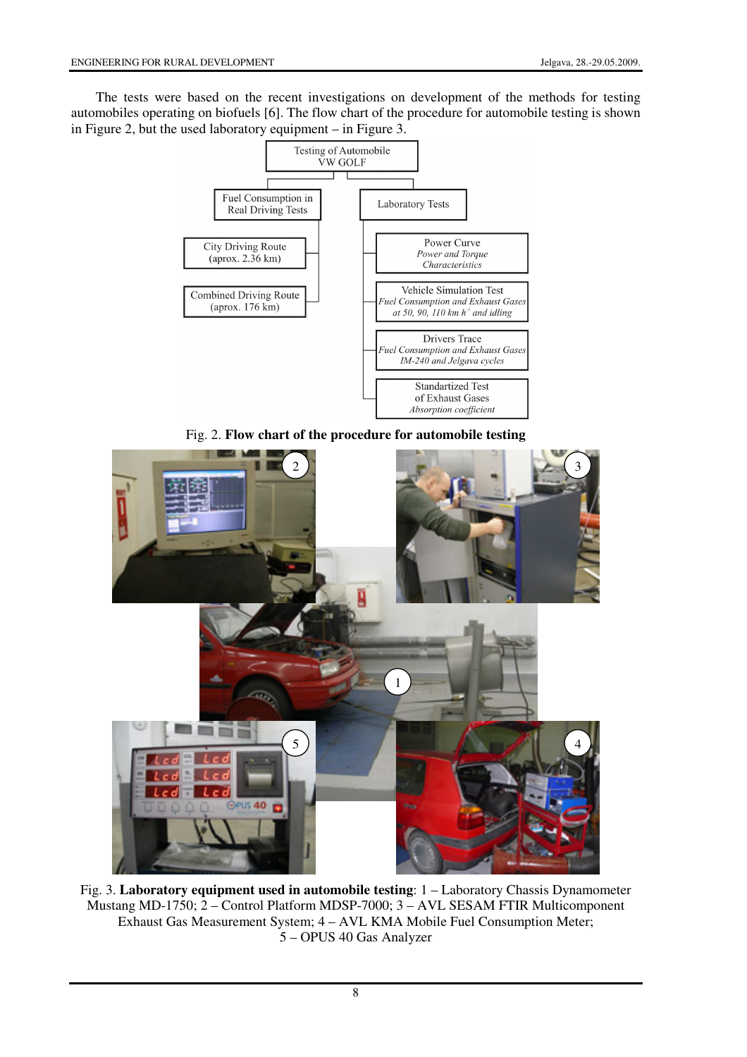The tests were based on the recent investigations on development of the methods for testing automobiles operating on biofuels [6]. The flow chart of the procedure for automobile testing is shown in Figure 2, but the used laboratory equipment – in Figure 3.

- Testing of Automobile VW GOLF
  - Fuel Consumption in Real Driving Tests
    - City Driving Route (aprox. 2.36 km)
    - Combined Driving Route (aprox. 176 km)
  - Laboratory Tests
    - Power Curve *Power and Torque Characteristics*
    - Vehicle Simulation Test *Fuel Consumption and Exhaust Gases at 50, 90, 110 km h$^{-1}$ and idling*
    - Drivers Trace *Fuel Consumption and Exhaust Gases IM-240 and Jelgava cycles*
    - Standartized Test of Exhaust Gases *Absorption coefficient*

Fig. 2. **Flow chart of the procedure for automobile testing**

Fig. 3. **Laboratory equipment used in automobile testing**: 1 – Laboratory Chassis Dynamometer Mustang MD-1750; 2 – Control Platform MDSP-7000; 3 – AVL SESAM FTIR Multicomponent Exhaust Gas Measurement System; 4 – AVL KMA Mobile Fuel Consumption Meter; 5 – OPUS 40 Gas Analyzer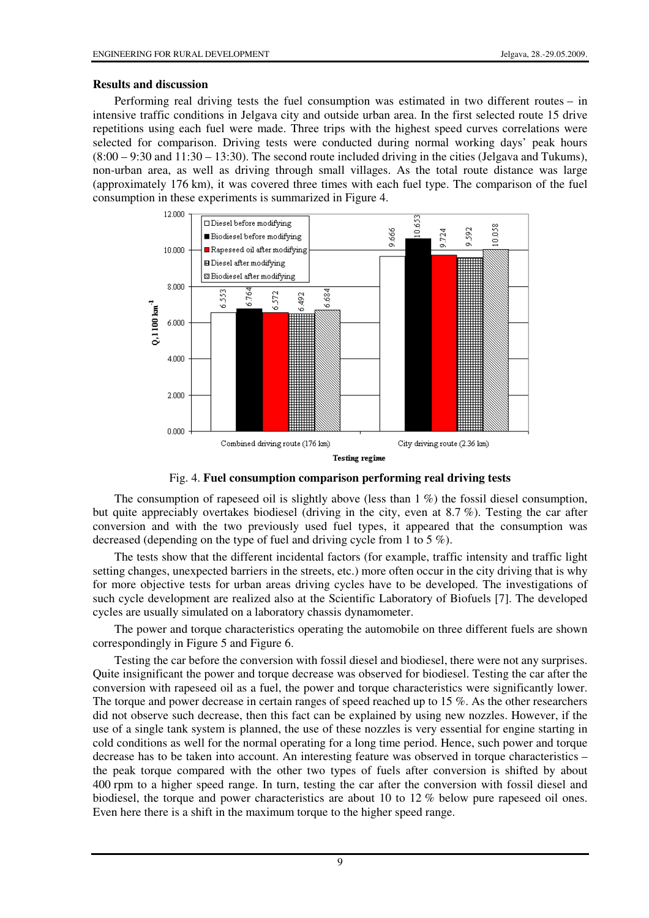### Results and discussion

Performing real driving tests the fuel consumption was estimated in two different routes – in intensive traffic conditions in Jelgava city and outside urban area. In the first selected route 15 drive repetitions using each fuel were made. Three trips with the highest speed curves correlations were selected for comparison. Driving tests were conducted during normal working days' peak hours (8:00 – 9:30 and 11:30 – 13:30). The second route included driving in the cities (Jelgava and Tukums), non-urban area, as well as driving through small villages. As the total route distance was large (approximately 176 km), it was covered three times with each fuel type. The comparison of the fuel consumption in these experiments is summarized in Figure 4.

| Testing regime | Diesel before modifying | Biodiesel before modifying | Rapeseed oil after modifying | Diesel after modifying | Biodiesel after modifying |
|---|---|---|---|---|---|
| Combined driving route (176 km) | 6.553 | 6.764 | 6.572 | 6.492 | 6.684 |
| City driving route (2.36 km) | 9.666 | 10.653 | 9.724 | 9.592 | 10.058 |

Fig. 4. **Fuel consumption comparison performing real driving tests**

The consumption of rapeseed oil is slightly above (less than 1 %) the fossil diesel consumption, but quite appreciably overtakes biodiesel (driving in the city, even at 8.7 %). Testing the car after conversion and with the two previously used fuel types, it appeared that the consumption was decreased (depending on the type of fuel and driving cycle from 1 to 5 %).

The tests show that the different incidental factors (for example, traffic intensity and traffic light setting changes, unexpected barriers in the streets, etc.) more often occur in the city driving that is why for more objective tests for urban areas driving cycles have to be developed. The investigations of such cycle development are realized also at the Scientific Laboratory of Biofuels [7]. The developed cycles are usually simulated on a laboratory chassis dynamometer.

The power and torque characteristics operating the automobile on three different fuels are shown correspondingly in Figure 5 and Figure 6.

Testing the car before the conversion with fossil diesel and biodiesel, there were not any surprises. Quite insignificant the power and torque decrease was observed for biodiesel. Testing the car after the conversion with rapeseed oil as a fuel, the power and torque characteristics were significantly lower. The torque and power decrease in certain ranges of speed reached up to 15 %. As the other researchers did not observe such decrease, then this fact can be explained by using new nozzles. However, if the use of a single tank system is planned, the use of these nozzles is very essential for engine starting in cold conditions as well for the normal operating for a long time period. Hence, such power and torque decrease has to be taken into account. An interesting feature was observed in torque characteristics – the peak torque compared with the other two types of fuels after conversion is shifted by about 400 rpm to a higher speed range. In turn, testing the car after the conversion with fossil diesel and biodiesel, the torque and power characteristics are about 10 to 12 % below pure rapeseed oil ones. Even here there is a shift in the maximum torque to the higher speed range.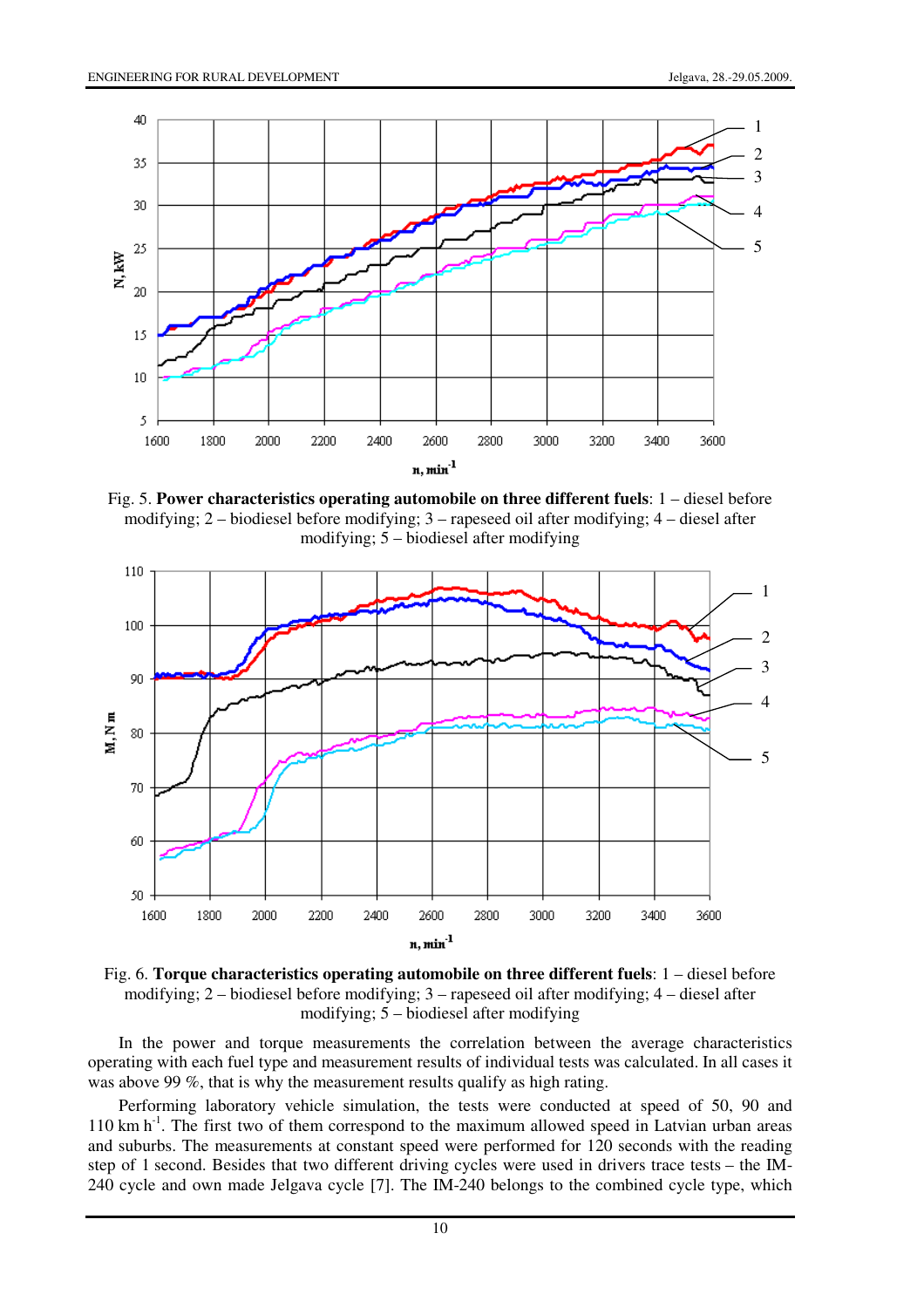Fig. 5. **Power characteristics operating automobile on three different fuels**: 1 – diesel before modifying; 2 – biodiesel before modifying; 3 – rapeseed oil after modifying; 4 – diesel after modifying; 5 – biodiesel after modifying

Fig. 6. **Torque characteristics operating automobile on three different fuels**: 1 – diesel before modifying; 2 – biodiesel before modifying; 3 – rapeseed oil after modifying; 4 – diesel after modifying; 5 – biodiesel after modifying

In the power and torque measurements the correlation between the average characteristics operating with each fuel type and measurement results of individual tests was calculated. In all cases it was above 99 %, that is why the measurement results qualify as high rating.

Performing laboratory vehicle simulation, the tests were conducted at speed of 50, 90 and 110 km $h^{-1}$. The first two of them correspond to the maximum allowed speed in Latvian urban areas and suburbs. The measurements at constant speed were performed for 120 seconds with the reading step of 1 second. Besides that two different driving cycles were used in drivers trace tests – the IM-240 cycle and own made Jelgava cycle [7]. The IM-240 belongs to the combined cycle type, which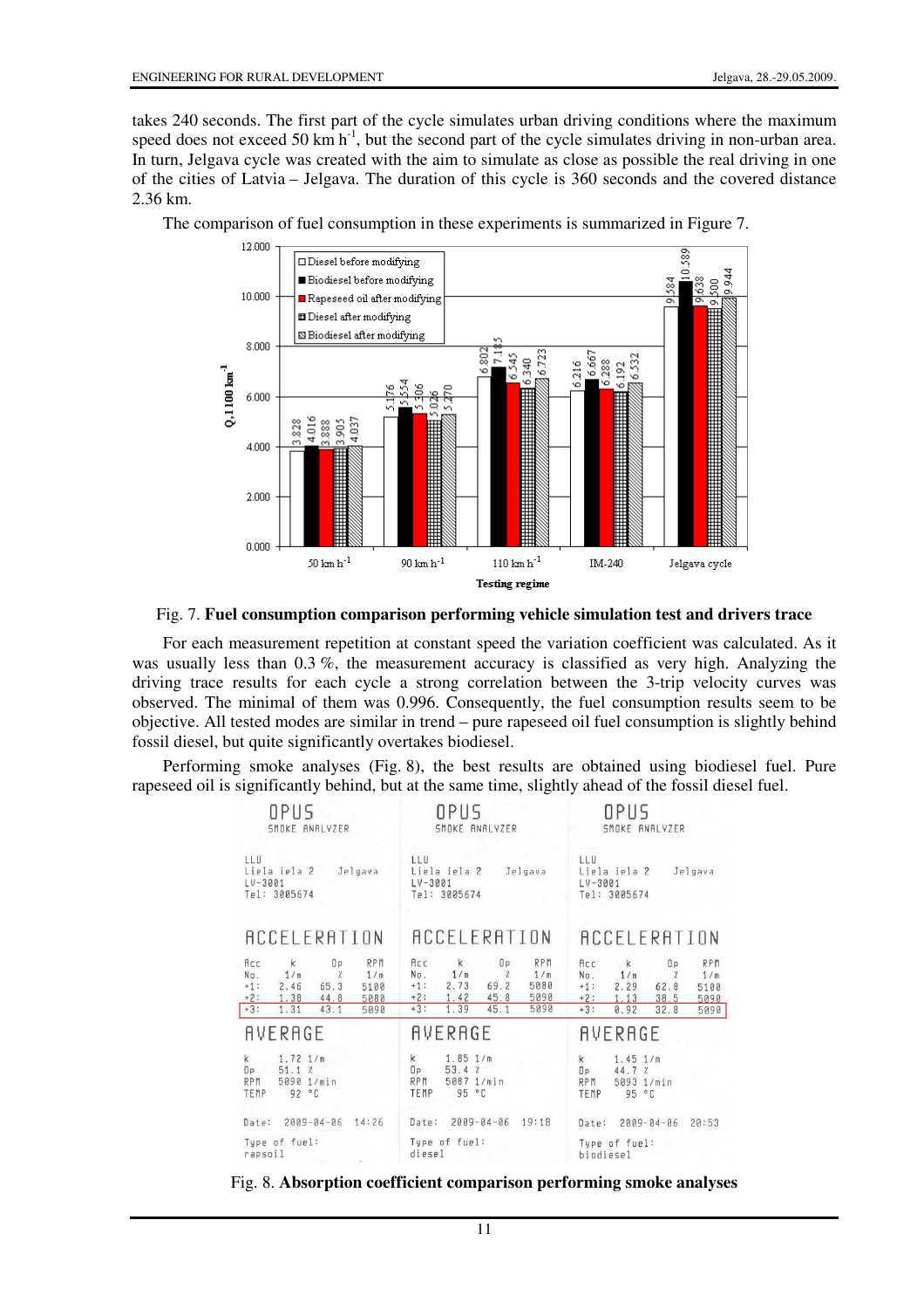takes 240 seconds. The first part of the cycle simulates urban driving conditions where the maximum speed does not exceed 50 km h$^{-1}$, but the second part of the cycle simulates driving in non-urban area. In turn, Jelgava cycle was created with the aim to simulate as close as possible the real driving in one of the cities of Latvia – Jelgava. The duration of this cycle is 360 seconds and the covered distance 2.36 km.

The comparison of fuel consumption in these experiments is summarized in Figure 7.

Fig. 7. **Fuel consumption comparison performing vehicle simulation test and drivers trace**

For each measurement repetition at constant speed the variation coefficient was calculated. As it was usually less than 0.3 %, the measurement accuracy is classified as very high. Analyzing the driving trace results for each cycle a strong correlation between the 3-trip velocity curves was observed. The minimal of them was 0.996. Consequently, the fuel consumption results seem to be objective. All tested modes are similar in trend – pure rapeseed oil fuel consumption is slightly behind fossil diesel, but quite significantly overtakes biodiesel.

Performing smoke analyses (Fig. 8), the best results are obtained using biodiesel fuel. Pure rapeseed oil is significantly behind, but at the same time, slightly ahead of the fossil diesel fuel.

Fig. 8. **Absorption coefficient comparison performing smoke analyses**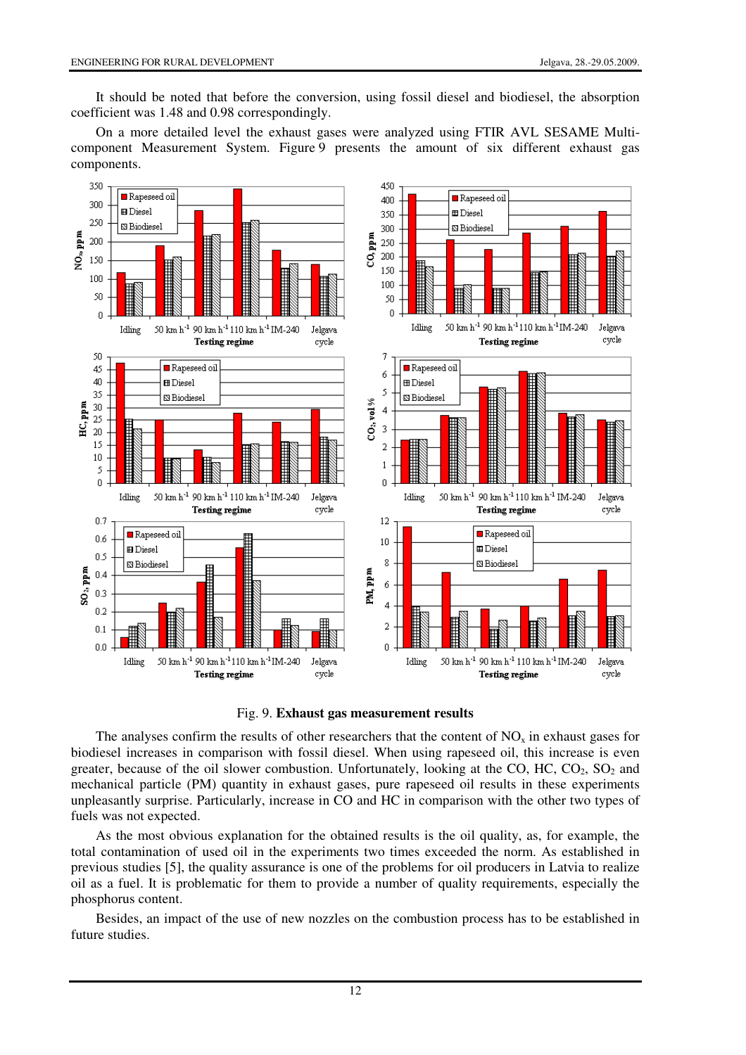It should be noted that before the conversion, using fossil diesel and biodiesel, the absorption coefficient was 1.48 and 0.98 correspondingly.

On a more detailed level the exhaust gases were analyzed using FTIR AVL SESAME Multi-component Measurement System. Figure 9 presents the amount of six different exhaust gas components.

Fig. 9. **Exhaust gas measurement results**

The analyses confirm the results of other researchers that the content of $NO_x$ in exhaust gases for biodiesel increases in comparison with fossil diesel. When using rapeseed oil, this increase is even greater, because of the oil slower combustion. Unfortunately, looking at the CO, HC, $CO_2$, $SO_2$ and mechanical particle (PM) quantity in exhaust gases, pure rapeseed oil results in these experiments unpleasantly surprise. Particularly, increase in CO and HC in comparison with the other two types of fuels was not expected.

As the most obvious explanation for the obtained results is the oil quality, as, for example, the total contamination of used oil in the experiments two times exceeded the norm. As established in previous studies [5], the quality assurance is one of the problems for oil producers in Latvia to realize oil as a fuel. It is problematic for them to provide a number of quality requirements, especially the phosphorus content.

Besides, an impact of the use of new nozzles on the combustion process has to be established in future studies.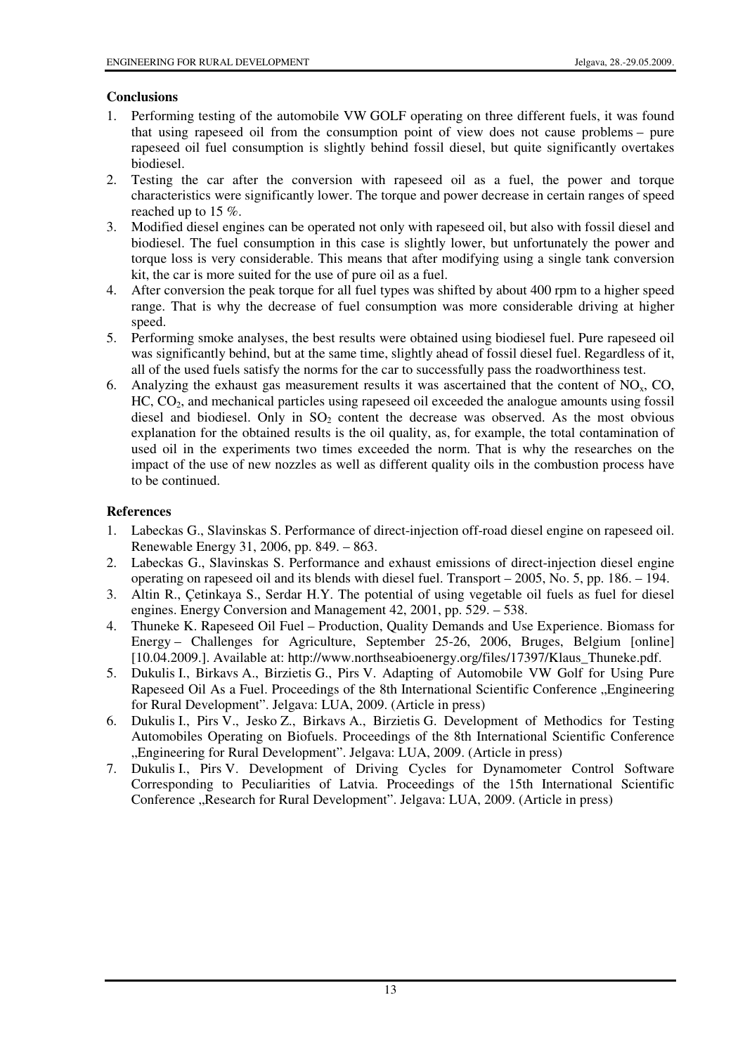## Conclusions

1. Performing testing of the automobile VW GOLF operating on three different fuels, it was found that using rapeseed oil from the consumption point of view does not cause problems – pure rapeseed oil fuel consumption is slightly behind fossil diesel, but quite significantly overtakes biodiesel.
2. Testing the car after the conversion with rapeseed oil as a fuel, the power and torque characteristics were significantly lower. The torque and power decrease in certain ranges of speed reached up to 15 %.
3. Modified diesel engines can be operated not only with rapeseed oil, but also with fossil diesel and biodiesel. The fuel consumption in this case is slightly lower, but unfortunately the power and torque loss is very considerable. This means that after modifying using a single tank conversion kit, the car is more suited for the use of pure oil as a fuel.
4. After conversion the peak torque for all fuel types was shifted by about 400 rpm to a higher speed range. That is why the decrease of fuel consumption was more considerable driving at higher speed.
5. Performing smoke analyses, the best results were obtained using biodiesel fuel. Pure rapeseed oil was significantly behind, but at the same time, slightly ahead of fossil diesel fuel. Regardless of it, all of the used fuels satisfy the norms for the car to successfully pass the roadworthiness test.
6. Analyzing the exhaust gas measurement results it was ascertained that the content of $NO_x$, CO, HC, $CO_2$, and mechanical particles using rapeseed oil exceeded the analogue amounts using fossil diesel and biodiesel. Only in $SO_2$ content the decrease was observed. As the most obvious explanation for the obtained results is the oil quality, as, for example, the total contamination of used oil in the experiments two times exceeded the norm. That is why the researches on the impact of the use of new nozzles as well as different quality oils in the combustion process have to be continued.

## References

1. Labeckas G., Slavinskas S. Performance of direct-injection off-road diesel engine on rapeseed oil. Renewable Energy 31, 2006, pp. 849. – 863.
2. Labeckas G., Slavinskas S. Performance and exhaust emissions of direct-injection diesel engine operating on rapeseed oil and its blends with diesel fuel. Transport – 2005, No. 5, pp. 186. – 194.
3. Altin R., Çetinkaya S., Serdar H.Y. The potential of using vegetable oil fuels as fuel for diesel engines. Energy Conversion and Management 42, 2001, pp. 529. – 538.
4. Thuneke K. Rapeseed Oil Fuel – Production, Quality Demands and Use Experience. Biomass for Energy – Challenges for Agriculture, September 25-26, 2006, Bruges, Belgium [online] [10.04.2009.]. Available at: http://www.northseabioenergy.org/files/17397/Klaus_Thuneke.pdf.
5. Dukulis I., Birkavs A., Birzietis G., Pirs V. Adapting of Automobile VW Golf for Using Pure Rapeseed Oil As a Fuel. Proceedings of the 8th International Scientific Conference „Engineering for Rural Development". Jelgava: LUA, 2009. (Article in press)
6. Dukulis I., Pirs V., Jesko Z., Birkavs A., Birzietis G. Development of Methodics for Testing Automobiles Operating on Biofuels. Proceedings of the 8th International Scientific Conference „Engineering for Rural Development". Jelgava: LUA, 2009. (Article in press)
7. Dukulis I., Pirs V. Development of Driving Cycles for Dynamometer Control Software Corresponding to Peculiarities of Latvia. Proceedings of the 15th International Scientific Conference „Research for Rural Development". Jelgava: LUA, 2009. (Article in press)